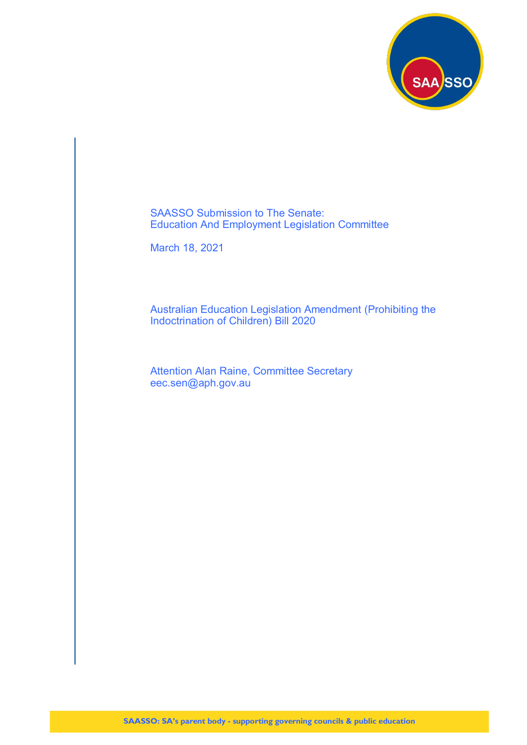SAASSO Submission to The Senate:
Education And Employment Legislation Committee

March 18, 2021

Australian Education Legislation Amendment (Prohibiting the Indoctrination of Children) Bill 2020

Attention Alan Raine, Committee Secretary
eec.sen@aph.gov.au

**SAASSO: SA's parent body - supporting governing councils & public education**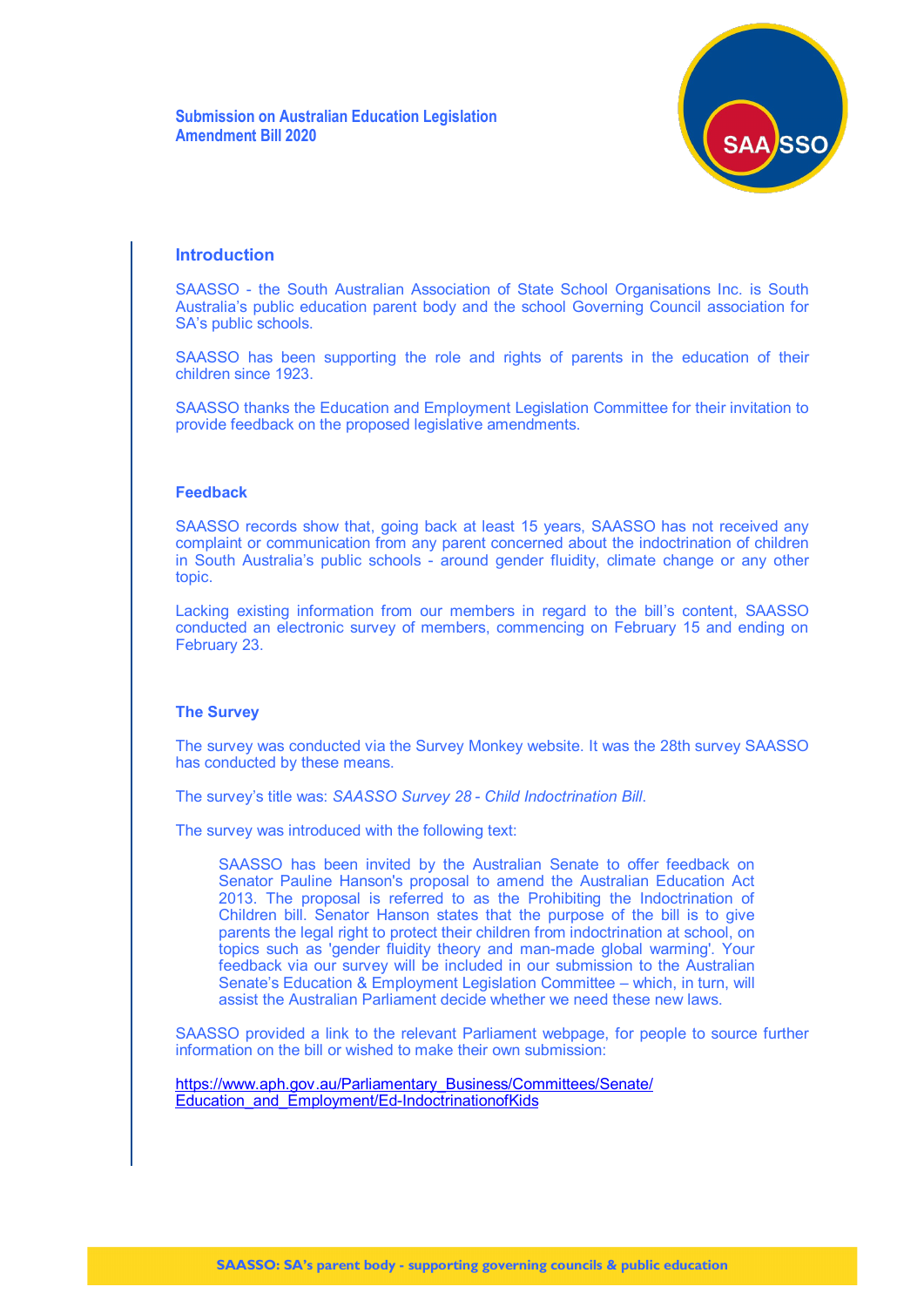**Submission on Australian Education Legislation Amendment Bill 2020**

## Introduction

SAASSO - the South Australian Association of State School Organisations Inc. is South Australia's public education parent body and the school Governing Council association for SA's public schools.

SAASSO has been supporting the role and rights of parents in the education of their children since 1923.

SAASSO thanks the Education and Employment Legislation Committee for their invitation to provide feedback on the proposed legislative amendments.

## Feedback

SAASSO records show that, going back at least 15 years, SAASSO has not received any complaint or communication from any parent concerned about the indoctrination of children in South Australia's public schools - around gender fluidity, climate change or any other topic.

Lacking existing information from our members in regard to the bill's content, SAASSO conducted an electronic survey of members, commencing on February 15 and ending on February 23.

## The Survey

The survey was conducted via the Survey Monkey website. It was the 28th survey SAASSO has conducted by these means.

The survey's title was: *SAASSO Survey 28 - Child Indoctrination Bill*.

The survey was introduced with the following text:

> SAASSO has been invited by the Australian Senate to offer feedback on Senator Pauline Hanson's proposal to amend the Australian Education Act 2013. The proposal is referred to as the Prohibiting the Indoctrination of Children bill. Senator Hanson states that the purpose of the bill is to give parents the legal right to protect their children from indoctrination at school, on topics such as 'gender fluidity theory and man-made global warming'. Your feedback via our survey will be included in our submission to the Australian Senate's Education & Employment Legislation Committee – which, in turn, will assist the Australian Parliament decide whether we need these new laws.

SAASSO provided a link to the relevant Parliament webpage, for people to source further information on the bill or wished to make their own submission:

https://www.aph.gov.au/Parliamentary_Business/Committees/Senate/Education_and_Employment/Ed-IndoctrinationofKids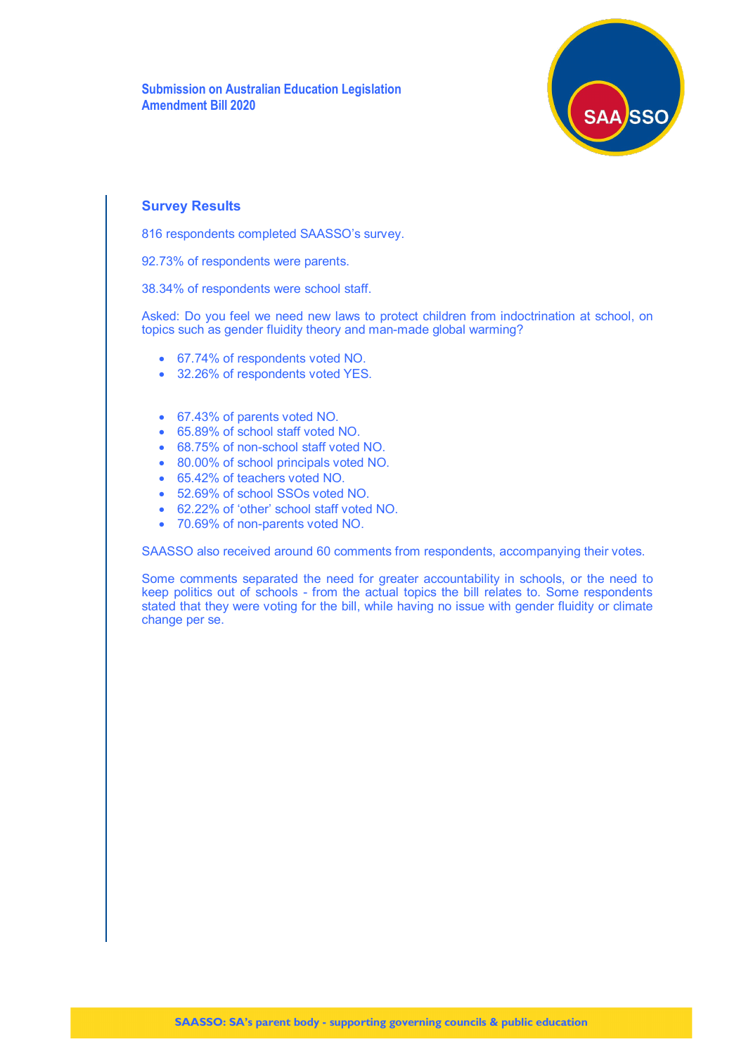## Survey Results

816 respondents completed SAASSO's survey.

92.73% of respondents were parents.

38.34% of respondents were school staff.

Asked: Do you feel we need new laws to protect children from indoctrination at school, on topics such as gender fluidity theory and man-made global warming?

- 67.74% of respondents voted NO.
- 32.26% of respondents voted YES.

- 67.43% of parents voted NO.
- 65.89% of school staff voted NO.
- 68.75% of non-school staff voted NO.
- 80.00% of school principals voted NO.
- 65.42% of teachers voted NO.
- 52.69% of school SSOs voted NO.
- 62.22% of 'other' school staff voted NO.
- 70.69% of non-parents voted NO.

SAASSO also received around 60 comments from respondents, accompanying their votes.

Some comments separated the need for greater accountability in schools, or the need to keep politics out of schools - from the actual topics the bill relates to. Some respondents stated that they were voting for the bill, while having no issue with gender fluidity or climate change per se.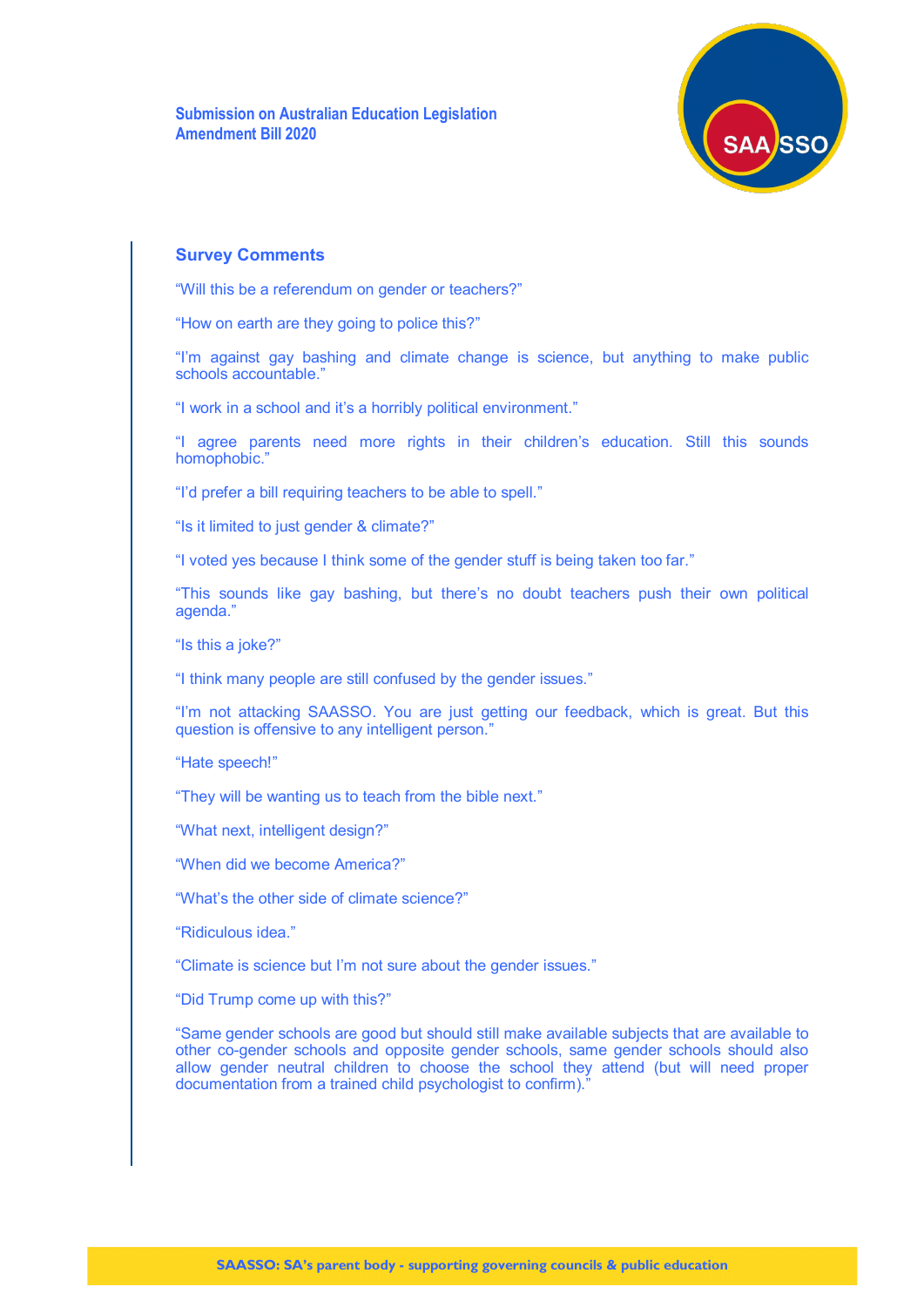## Survey Comments

"Will this be a referendum on gender or teachers?"

"How on earth are they going to police this?"

"I'm against gay bashing and climate change is science, but anything to make public schools accountable."

"I work in a school and it's a horribly political environment."

"I agree parents need more rights in their children's education. Still this sounds homophobic."

"I'd prefer a bill requiring teachers to be able to spell."

"Is it limited to just gender & climate?"

"I voted yes because I think some of the gender stuff is being taken too far."

"This sounds like gay bashing, but there's no doubt teachers push their own political agenda."

"Is this a joke?"

"I think many people are still confused by the gender issues."

"I'm not attacking SAASSO. You are just getting our feedback, which is great. But this question is offensive to any intelligent person."

"Hate speech!"

"They will be wanting us to teach from the bible next."

"What next, intelligent design?"

"When did we become America?"

"What's the other side of climate science?"

"Ridiculous idea."

"Climate is science but I'm not sure about the gender issues."

"Did Trump come up with this?"

"Same gender schools are good but should still make available subjects that are available to other co-gender schools and opposite gender schools, same gender schools should also allow gender neutral children to choose the school they attend (but will need proper documentation from a trained child psychologist to confirm)."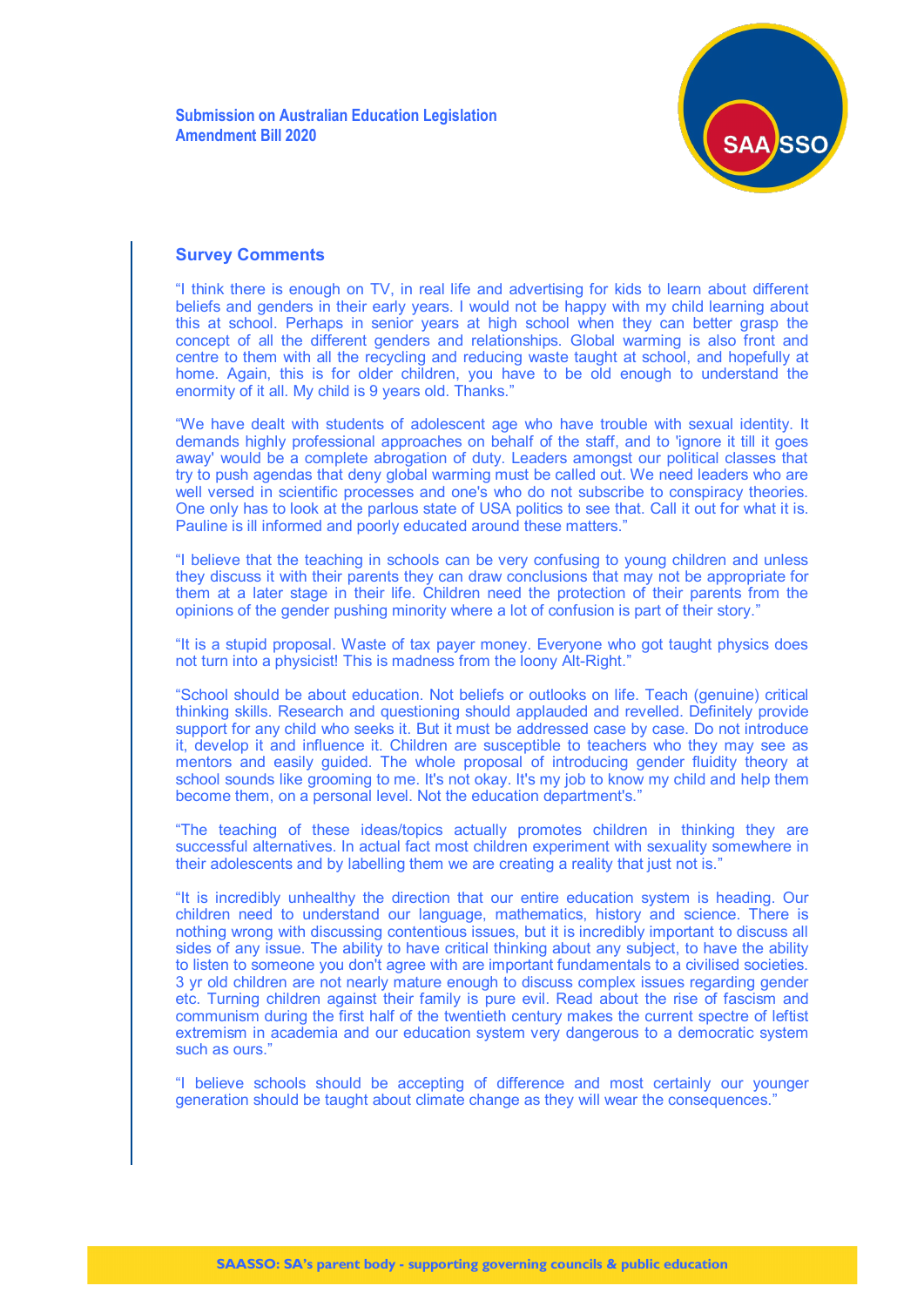## Survey Comments

"I think there is enough on TV, in real life and advertising for kids to learn about different beliefs and genders in their early years. I would not be happy with my child learning about this at school. Perhaps in senior years at high school when they can better grasp the concept of all the different genders and relationships. Global warming is also front and centre to them with all the recycling and reducing waste taught at school, and hopefully at home. Again, this is for older children, you have to be old enough to understand the enormity of it all. My child is 9 years old. Thanks."

"We have dealt with students of adolescent age who have trouble with sexual identity. It demands highly professional approaches on behalf of the staff, and to 'ignore it till it goes away' would be a complete abrogation of duty. Leaders amongst our political classes that try to push agendas that deny global warming must be called out. We need leaders who are well versed in scientific processes and one's who do not subscribe to conspiracy theories. One only has to look at the parlous state of USA politics to see that. Call it out for what it is. Pauline is ill informed and poorly educated around these matters."

"I believe that the teaching in schools can be very confusing to young children and unless they discuss it with their parents they can draw conclusions that may not be appropriate for them at a later stage in their life. Children need the protection of their parents from the opinions of the gender pushing minority where a lot of confusion is part of their story."

"It is a stupid proposal. Waste of tax payer money. Everyone who got taught physics does not turn into a physicist! This is madness from the loony Alt-Right."

"School should be about education. Not beliefs or outlooks on life. Teach (genuine) critical thinking skills. Research and questioning should applauded and revelled. Definitely provide support for any child who seeks it. But it must be addressed case by case. Do not introduce it, develop it and influence it. Children are susceptible to teachers who they may see as mentors and easily guided. The whole proposal of introducing gender fluidity theory at school sounds like grooming to me. It's not okay. It's my job to know my child and help them become them, on a personal level. Not the education department's."

"The teaching of these ideas/topics actually promotes children in thinking they are successful alternatives. In actual fact most children experiment with sexuality somewhere in their adolescents and by labelling them we are creating a reality that just not is."

"It is incredibly unhealthy the direction that our entire education system is heading. Our children need to understand our language, mathematics, history and science. There is nothing wrong with discussing contentious issues, but it is incredibly important to discuss all sides of any issue. The ability to have critical thinking about any subject, to have the ability to listen to someone you don't agree with are important fundamentals to a civilised societies. 3 yr old children are not nearly mature enough to discuss complex issues regarding gender etc. Turning children against their family is pure evil. Read about the rise of fascism and communism during the first half of the twentieth century makes the current spectre of leftist extremism in academia and our education system very dangerous to a democratic system such as ours."

"I believe schools should be accepting of difference and most certainly our younger generation should be taught about climate change as they will wear the consequences."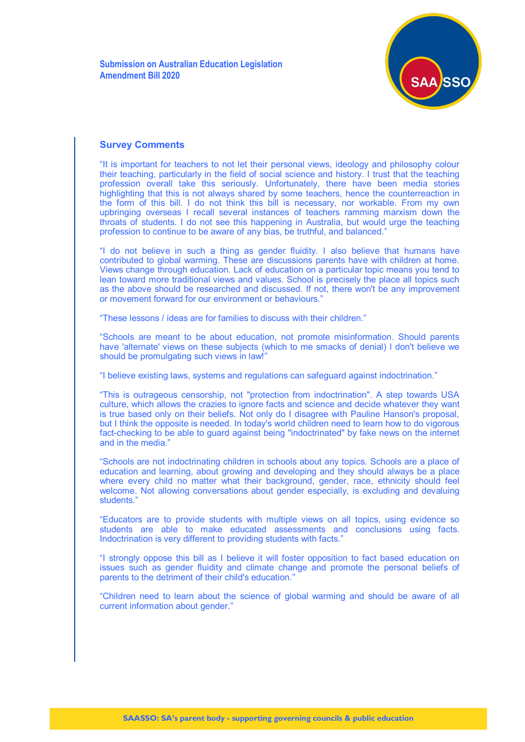## Survey Comments

"It is important for teachers to not let their personal views, ideology and philosophy colour their teaching, particularly in the field of social science and history. I trust that the teaching profession overall take this seriously. Unfortunately, there have been media stories highlighting that this is not always shared by some teachers, hence the counterreaction in the form of this bill. I do not think this bill is necessary, nor workable. From my own upbringing overseas I recall several instances of teachers ramming marxism down the throats of students. I do not see this happening in Australia, but would urge the teaching profession to continue to be aware of any bias, be truthful, and balanced."

"I do not believe in such a thing as gender fluidity. I also believe that humans have contributed to global warming. These are discussions parents have with children at home. Views change through education. Lack of education on a particular topic means you tend to lean toward more traditional views and values. School is precisely the place all topics such as the above should be researched and discussed. If not, there won't be any improvement or movement forward for our environment or behaviours."

"These lessons / ideas are for families to discuss with their children."

"Schools are meant to be about education, not promote misinformation. Should parents have 'alternate' views on these subjects (which to me smacks of denial) I don't believe we should be promulgating such views in law!"

"I believe existing laws, systems and regulations can safeguard against indoctrination."

"This is outrageous censorship, not "protection from indoctrination". A step towards USA culture, which allows the crazies to ignore facts and science and decide whatever they want is true based only on their beliefs. Not only do I disagree with Pauline Hanson's proposal, but I think the opposite is needed. In today's world children need to learn how to do vigorous fact-checking to be able to guard against being "indoctrinated" by fake news on the internet and in the media."

"Schools are not indoctrinating children in schools about any topics. Schools are a place of education and learning, about growing and developing and they should always be a place where every child no matter what their background, gender, race, ethnicity should feel welcome. Not allowing conversations about gender especially, is excluding and devaluing students."

"Educators are to provide students with multiple views on all topics, using evidence so students are able to make educated assessments and conclusions using facts. Indoctrination is very different to providing students with facts."

"I strongly oppose this bill as I believe it will foster opposition to fact based education on issues such as gender fluidity and climate change and promote the personal beliefs of parents to the detriment of their child's education."

"Children need to learn about the science of global warming and should be aware of all current information about gender."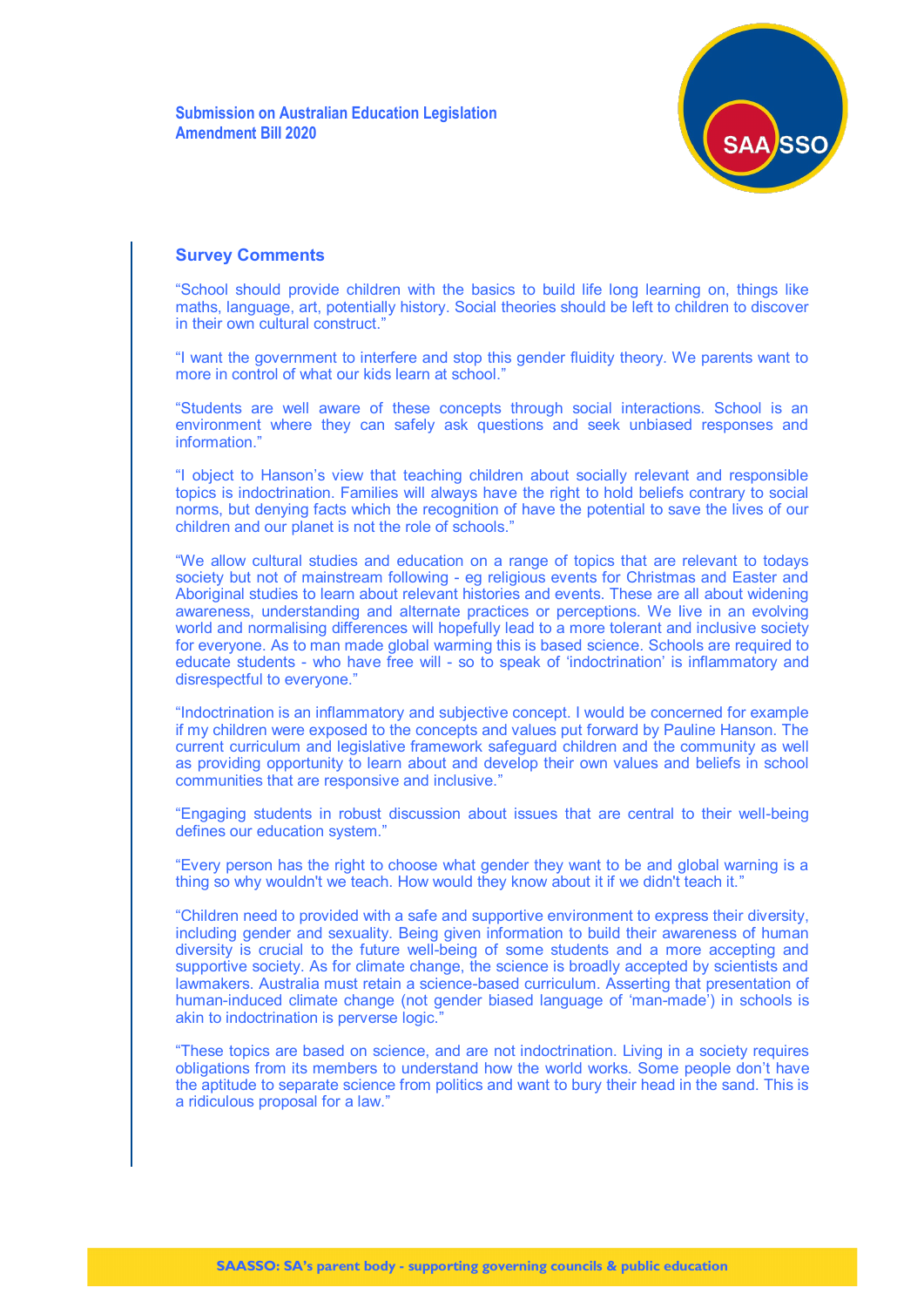## Survey Comments

"School should provide children with the basics to build life long learning on, things like maths, language, art, potentially history. Social theories should be left to children to discover in their own cultural construct."

"I want the government to interfere and stop this gender fluidity theory. We parents want to more in control of what our kids learn at school."

"Students are well aware of these concepts through social interactions. School is an environment where they can safely ask questions and seek unbiased responses and information."

"I object to Hanson's view that teaching children about socially relevant and responsible topics is indoctrination. Families will always have the right to hold beliefs contrary to social norms, but denying facts which the recognition of have the potential to save the lives of our children and our planet is not the role of schools."

"We allow cultural studies and education on a range of topics that are relevant to todays society but not of mainstream following - eg religious events for Christmas and Easter and Aboriginal studies to learn about relevant histories and events. These are all about widening awareness, understanding and alternate practices or perceptions. We live in an evolving world and normalising differences will hopefully lead to a more tolerant and inclusive society for everyone. As to man made global warming this is based science. Schools are required to educate students - who have free will - so to speak of 'indoctrination' is inflammatory and disrespectful to everyone."

"Indoctrination is an inflammatory and subjective concept. I would be concerned for example if my children were exposed to the concepts and values put forward by Pauline Hanson. The current curriculum and legislative framework safeguard children and the community as well as providing opportunity to learn about and develop their own values and beliefs in school communities that are responsive and inclusive."

"Engaging students in robust discussion about issues that are central to their well-being defines our education system."

"Every person has the right to choose what gender they want to be and global warning is a thing so why wouldn't we teach. How would they know about it if we didn't teach it."

"Children need to provided with a safe and supportive environment to express their diversity, including gender and sexuality. Being given information to build their awareness of human diversity is crucial to the future well-being of some students and a more accepting and supportive society. As for climate change, the science is broadly accepted by scientists and lawmakers. Australia must retain a science-based curriculum. Asserting that presentation of human-induced climate change (not gender biased language of 'man-made') in schools is akin to indoctrination is perverse logic."

"These topics are based on science, and are not indoctrination. Living in a society requires obligations from its members to understand how the world works. Some people don't have the aptitude to separate science from politics and want to bury their head in the sand. This is a ridiculous proposal for a law."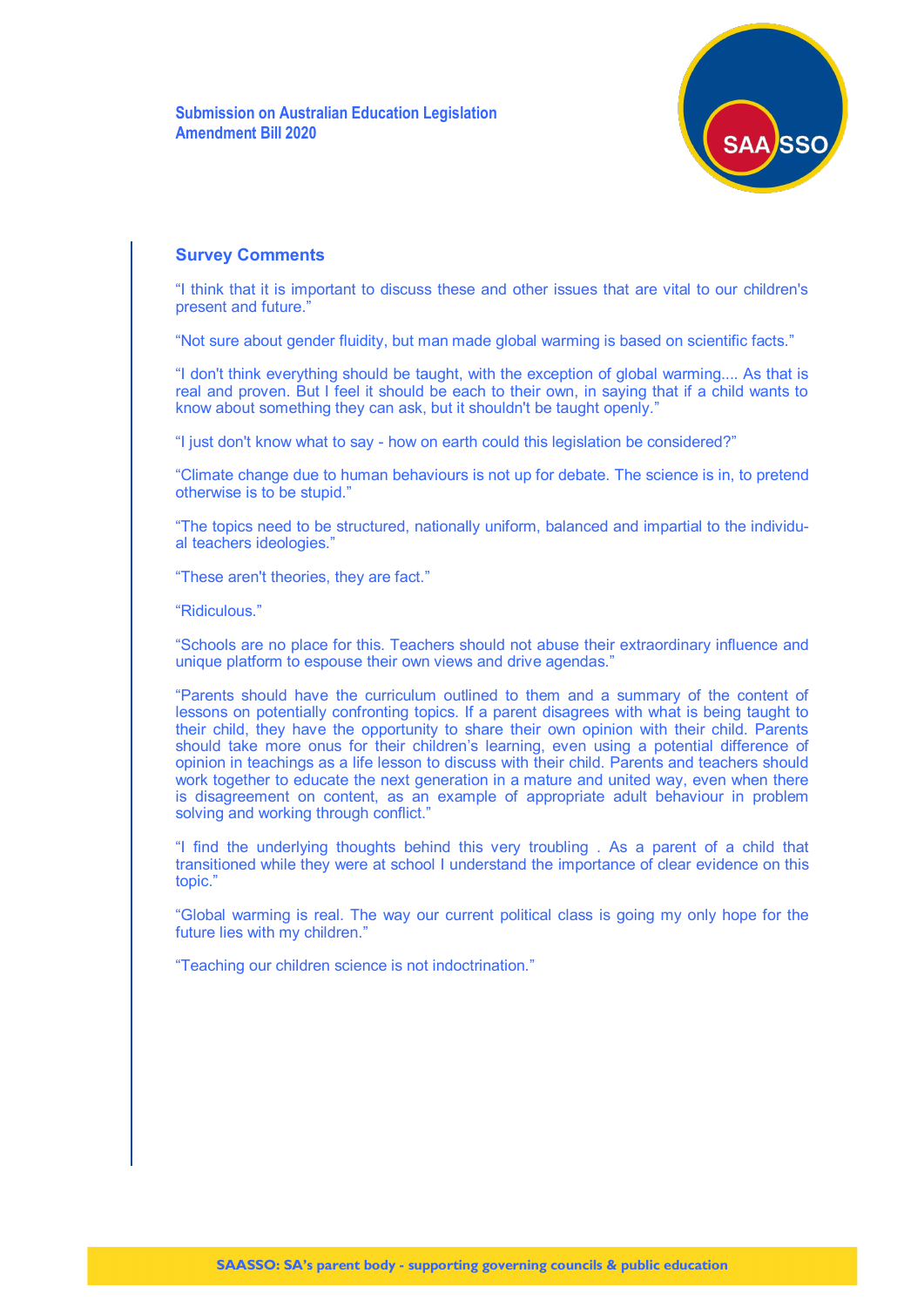## Survey Comments

"I think that it is important to discuss these and other issues that are vital to our children's present and future."

"Not sure about gender fluidity, but man made global warming is based on scientific facts."

"I don't think everything should be taught, with the exception of global warming.... As that is real and proven. But I feel it should be each to their own, in saying that if a child wants to know about something they can ask, but it shouldn't be taught openly."

"I just don't know what to say - how on earth could this legislation be considered?"

"Climate change due to human behaviours is not up for debate. The science is in, to pretend otherwise is to be stupid."

"The topics need to be structured, nationally uniform, balanced and impartial to the individual teachers ideologies."

"These aren't theories, they are fact."

"Ridiculous."

"Schools are no place for this. Teachers should not abuse their extraordinary influence and unique platform to espouse their own views and drive agendas."

"Parents should have the curriculum outlined to them and a summary of the content of lessons on potentially confronting topics. If a parent disagrees with what is being taught to their child, they have the opportunity to share their own opinion with their child. Parents should take more onus for their children's learning, even using a potential difference of opinion in teachings as a life lesson to discuss with their child. Parents and teachers should work together to educate the next generation in a mature and united way, even when there is disagreement on content, as an example of appropriate adult behaviour in problem solving and working through conflict."

"I find the underlying thoughts behind this very troubling . As a parent of a child that transitioned while they were at school I understand the importance of clear evidence on this topic."

"Global warming is real. The way our current political class is going my only hope for the future lies with my children."

"Teaching our children science is not indoctrination."